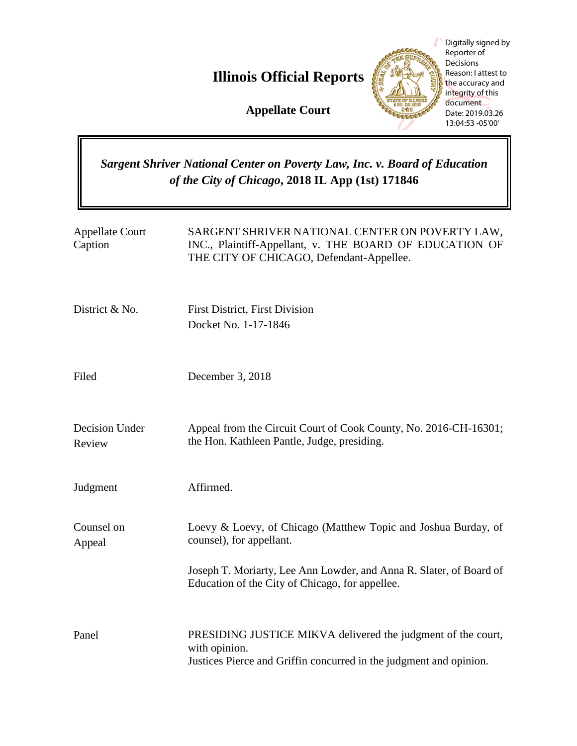# Illinois Official Reports

**Appellate Court**

Digitally signed by Reporter of Decisions
Reason: I attest to the accuracy and integrity of this document
Date: 2019.03.26 13:04:53 -05'00'

***Sargent Shriver National Center on Poverty Law, Inc. v. Board of Education of the City of Chicago*, 2018 IL App (1st) 171846**

| | |
|---|---|
| Appellate Court Caption | SARGENT SHRIVER NATIONAL CENTER ON POVERTY LAW, INC., Plaintiff-Appellant, v. THE BOARD OF EDUCATION OF THE CITY OF CHICAGO, Defendant-Appellee. |
| District & No. | First District, First Division<br>Docket No. 1-17-1846 |
| Filed | December 3, 2018 |
| Decision Under Review | Appeal from the Circuit Court of Cook County, No. 2016-CH-16301; the Hon. Kathleen Pantle, Judge, presiding. |
| Judgment | Affirmed. |
| Counsel on Appeal | Loevy & Loevy, of Chicago (Matthew Topic and Joshua Burday, of counsel), for appellant.<br><br>Joseph T. Moriarty, Lee Ann Lowder, and Anna R. Slater, of Board of Education of the City of Chicago, for appellee. |
| Panel | PRESIDING JUSTICE MIKVA delivered the judgment of the court, with opinion.<br>Justices Pierce and Griffin concurred in the judgment and opinion. |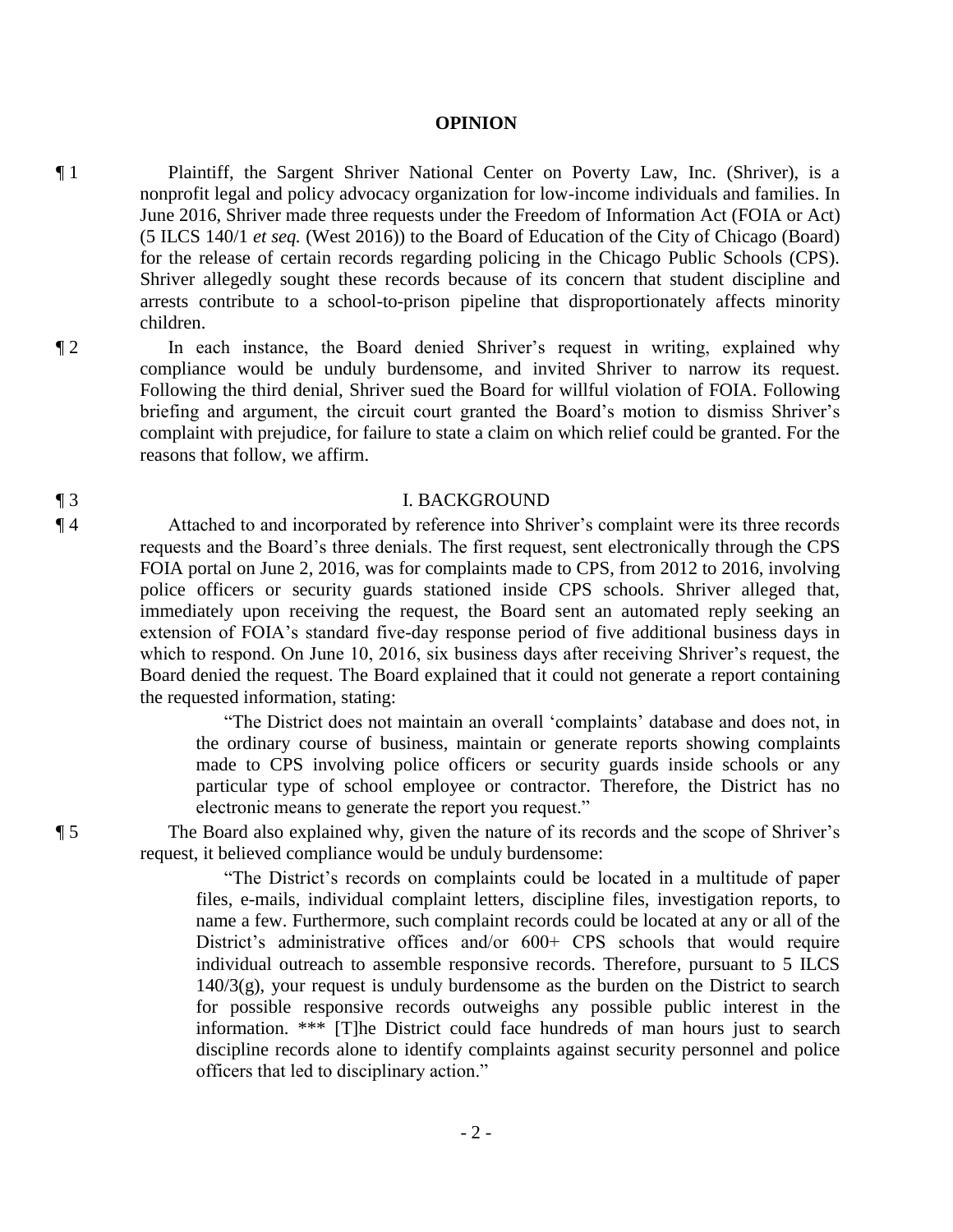**OPINION**

¶ 1 Plaintiff, the Sargent Shriver National Center on Poverty Law, Inc. (Shriver), is a nonprofit legal and policy advocacy organization for low-income individuals and families. In June 2016, Shriver made three requests under the Freedom of Information Act (FOIA or Act) (5 ILCS 140/1 *et seq.* (West 2016)) to the Board of Education of the City of Chicago (Board) for the release of certain records regarding policing in the Chicago Public Schools (CPS). Shriver allegedly sought these records because of its concern that student discipline and arrests contribute to a school-to-prison pipeline that disproportionately affects minority children.

¶ 2 In each instance, the Board denied Shriver's request in writing, explained why compliance would be unduly burdensome, and invited Shriver to narrow its request. Following the third denial, Shriver sued the Board for willful violation of FOIA. Following briefing and argument, the circuit court granted the Board's motion to dismiss Shriver's complaint with prejudice, for failure to state a claim on which relief could be granted. For the reasons that follow, we affirm.

¶ 3 I. BACKGROUND

¶ 4 Attached to and incorporated by reference into Shriver's complaint were its three records requests and the Board's three denials. The first request, sent electronically through the CPS FOIA portal on June 2, 2016, was for complaints made to CPS, from 2012 to 2016, involving police officers or security guards stationed inside CPS schools. Shriver alleged that, immediately upon receiving the request, the Board sent an automated reply seeking an extension of FOIA's standard five-day response period of five additional business days in which to respond. On June 10, 2016, six business days after receiving Shriver's request, the Board denied the request. The Board explained that it could not generate a report containing the requested information, stating:

> "The District does not maintain an overall 'complaints' database and does not, in the ordinary course of business, maintain or generate reports showing complaints made to CPS involving police officers or security guards inside schools or any particular type of school employee or contractor. Therefore, the District has no electronic means to generate the report you request."

¶ 5 The Board also explained why, given the nature of its records and the scope of Shriver's request, it believed compliance would be unduly burdensome:

> "The District's records on complaints could be located in a multitude of paper files, e-mails, individual complaint letters, discipline files, investigation reports, to name a few. Furthermore, such complaint records could be located at any or all of the District's administrative offices and/or 600+ CPS schools that would require individual outreach to assemble responsive records. Therefore, pursuant to 5 ILCS 140/3(g), your request is unduly burdensome as the burden on the District to search for possible responsive records outweighs any possible public interest in the information. \*\*\* [T]he District could face hundreds of man hours just to search discipline records alone to identify complaints against security personnel and police officers that led to disciplinary action."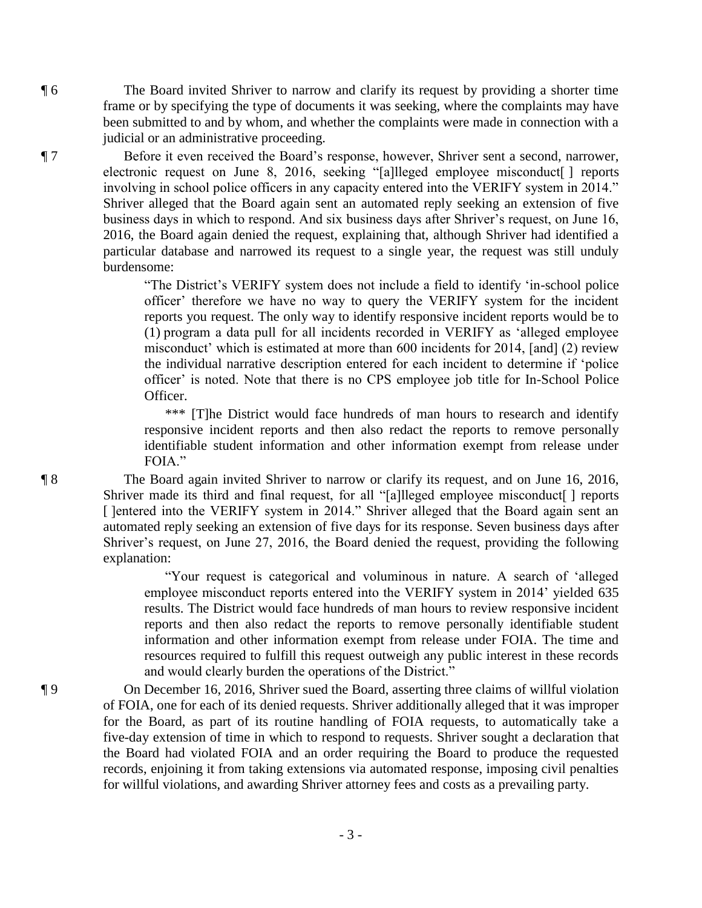¶ 6 The Board invited Shriver to narrow and clarify its request by providing a shorter time frame or by specifying the type of documents it was seeking, where the complaints may have been submitted to and by whom, and whether the complaints were made in connection with a judicial or an administrative proceeding.

¶ 7 Before it even received the Board's response, however, Shriver sent a second, narrower, electronic request on June 8, 2016, seeking "[a]lleged employee misconduct[ ] reports involving in school police officers in any capacity entered into the VERIFY system in 2014." Shriver alleged that the Board again sent an automated reply seeking an extension of five business days in which to respond. And six business days after Shriver's request, on June 16, 2016, the Board again denied the request, explaining that, although Shriver had identified a particular database and narrowed its request to a single year, the request was still unduly burdensome:

> "The District's VERIFY system does not include a field to identify 'in-school police officer' therefore we have no way to query the VERIFY system for the incident reports you request. The only way to identify responsive incident reports would be to (1) program a data pull for all incidents recorded in VERIFY as 'alleged employee misconduct' which is estimated at more than 600 incidents for 2014, [and] (2) review the individual narrative description entered for each incident to determine if 'police officer' is noted. Note that there is no CPS employee job title for In-School Police Officer.
>
> \*\*\* [T]he District would face hundreds of man hours to research and identify responsive incident reports and then also redact the reports to remove personally identifiable student information and other information exempt from release under FOIA."

¶ 8 The Board again invited Shriver to narrow or clarify its request, and on June 16, 2016, Shriver made its third and final request, for all "[a]lleged employee misconduct[ ] reports [ ]entered into the VERIFY system in 2014." Shriver alleged that the Board again sent an automated reply seeking an extension of five days for its response. Seven business days after Shriver's request, on June 27, 2016, the Board denied the request, providing the following explanation:

> "Your request is categorical and voluminous in nature. A search of 'alleged employee misconduct reports entered into the VERIFY system in 2014' yielded 635 results. The District would face hundreds of man hours to review responsive incident reports and then also redact the reports to remove personally identifiable student information and other information exempt from release under FOIA. The time and resources required to fulfill this request outweigh any public interest in these records and would clearly burden the operations of the District."

¶ 9 On December 16, 2016, Shriver sued the Board, asserting three claims of willful violation of FOIA, one for each of its denied requests. Shriver additionally alleged that it was improper for the Board, as part of its routine handling of FOIA requests, to automatically take a five-day extension of time in which to respond to requests. Shriver sought a declaration that the Board had violated FOIA and an order requiring the Board to produce the requested records, enjoining it from taking extensions via automated response, imposing civil penalties for willful violations, and awarding Shriver attorney fees and costs as a prevailing party.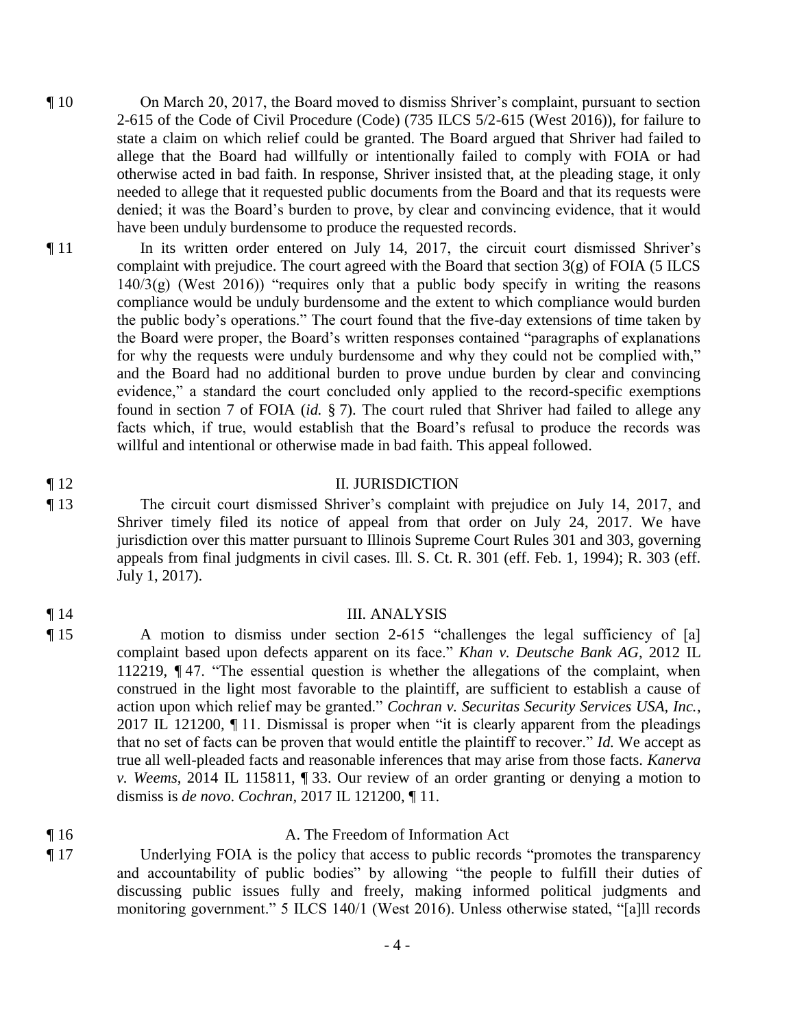¶ 10 On March 20, 2017, the Board moved to dismiss Shriver's complaint, pursuant to section 2-615 of the Code of Civil Procedure (Code) (735 ILCS 5/2-615 (West 2016)), for failure to state a claim on which relief could be granted. The Board argued that Shriver had failed to allege that the Board had willfully or intentionally failed to comply with FOIA or had otherwise acted in bad faith. In response, Shriver insisted that, at the pleading stage, it only needed to allege that it requested public documents from the Board and that its requests were denied; it was the Board's burden to prove, by clear and convincing evidence, that it would have been unduly burdensome to produce the requested records.

¶ 11 In its written order entered on July 14, 2017, the circuit court dismissed Shriver's complaint with prejudice. The court agreed with the Board that section 3(g) of FOIA (5 ILCS 140/3(g) (West 2016)) "requires only that a public body specify in writing the reasons compliance would be unduly burdensome and the extent to which compliance would burden the public body's operations." The court found that the five-day extensions of time taken by the Board were proper, the Board's written responses contained "paragraphs of explanations for why the requests were unduly burdensome and why they could not be complied with," and the Board had no additional burden to prove undue burden by clear and convincing evidence," a standard the court concluded only applied to the record-specific exemptions found in section 7 of FOIA (*id.* § 7). The court ruled that Shriver had failed to allege any facts which, if true, would establish that the Board's refusal to produce the records was willful and intentional or otherwise made in bad faith. This appeal followed.

¶ 12

## II. JURISDICTION

¶ 13 The circuit court dismissed Shriver's complaint with prejudice on July 14, 2017, and Shriver timely filed its notice of appeal from that order on July 24, 2017. We have jurisdiction over this matter pursuant to Illinois Supreme Court Rules 301 and 303, governing appeals from final judgments in civil cases. Ill. S. Ct. R. 301 (eff. Feb. 1, 1994); R. 303 (eff. July 1, 2017).

¶ 14

## III. ANALYSIS

¶ 15 A motion to dismiss under section 2-615 "challenges the legal sufficiency of [a] complaint based upon defects apparent on its face." *Khan v. Deutsche Bank AG*, 2012 IL 112219, ¶ 47. "The essential question is whether the allegations of the complaint, when construed in the light most favorable to the plaintiff, are sufficient to establish a cause of action upon which relief may be granted." *Cochran v. Securitas Security Services USA, Inc.*, 2017 IL 121200, ¶ 11. Dismissal is proper when "it is clearly apparent from the pleadings that no set of facts can be proven that would entitle the plaintiff to recover." *Id.* We accept as true all well-pleaded facts and reasonable inferences that may arise from those facts. *Kanerva v. Weems*, 2014 IL 115811, ¶ 33. Our review of an order granting or denying a motion to dismiss is *de novo*. *Cochran*, 2017 IL 121200, ¶ 11.

¶ 16

### A. The Freedom of Information Act

¶ 17 Underlying FOIA is the policy that access to public records "promotes the transparency and accountability of public bodies" by allowing "the people to fulfill their duties of discussing public issues fully and freely, making informed political judgments and monitoring government." 5 ILCS 140/1 (West 2016). Unless otherwise stated, "[a]ll records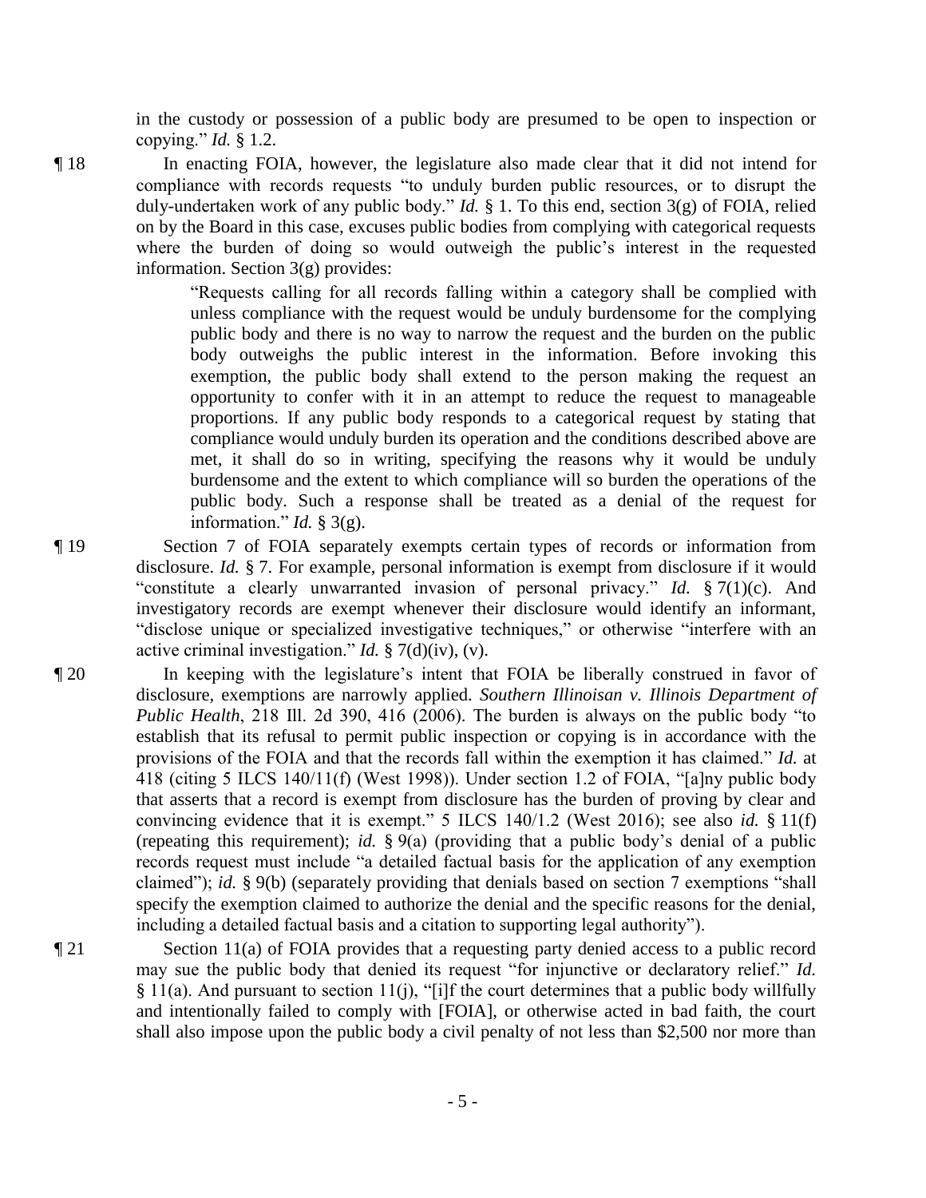in the custody or possession of a public body are presumed to be open to inspection or copying." *Id.* § 1.2.

¶ 18 In enacting FOIA, however, the legislature also made clear that it did not intend for compliance with records requests "to unduly burden public resources, or to disrupt the duly-undertaken work of any public body." *Id.* § 1. To this end, section 3(g) of FOIA, relied on by the Board in this case, excuses public bodies from complying with categorical requests where the burden of doing so would outweigh the public's interest in the requested information. Section 3(g) provides:

> "Requests calling for all records falling within a category shall be complied with unless compliance with the request would be unduly burdensome for the complying public body and there is no way to narrow the request and the burden on the public body outweighs the public interest in the information. Before invoking this exemption, the public body shall extend to the person making the request an opportunity to confer with it in an attempt to reduce the request to manageable proportions. If any public body responds to a categorical request by stating that compliance would unduly burden its operation and the conditions described above are met, it shall do so in writing, specifying the reasons why it would be unduly burdensome and the extent to which compliance will so burden the operations of the public body. Such a response shall be treated as a denial of the request for information." *Id.* § 3(g).

¶ 19 Section 7 of FOIA separately exempts certain types of records or information from disclosure. *Id.* § 7. For example, personal information is exempt from disclosure if it would "constitute a clearly unwarranted invasion of personal privacy." *Id.* § 7(1)(c). And investigatory records are exempt whenever their disclosure would identify an informant, "disclose unique or specialized investigative techniques," or otherwise "interfere with an active criminal investigation." *Id.* § 7(d)(iv), (v).

¶ 20 In keeping with the legislature's intent that FOIA be liberally construed in favor of disclosure, exemptions are narrowly applied. *Southern Illinoisan v. Illinois Department of Public Health*, 218 Ill. 2d 390, 416 (2006). The burden is always on the public body "to establish that its refusal to permit public inspection or copying is in accordance with the provisions of the FOIA and that the records fall within the exemption it has claimed." *Id.* at 418 (citing 5 ILCS 140/11(f) (West 1998)). Under section 1.2 of FOIA, "[a]ny public body that asserts that a record is exempt from disclosure has the burden of proving by clear and convincing evidence that it is exempt." 5 ILCS 140/1.2 (West 2016); see also *id.* § 11(f) (repeating this requirement); *id.* § 9(a) (providing that a public body's denial of a public records request must include "a detailed factual basis for the application of any exemption claimed"); *id.* § 9(b) (separately providing that denials based on section 7 exemptions "shall specify the exemption claimed to authorize the denial and the specific reasons for the denial, including a detailed factual basis and a citation to supporting legal authority").

¶ 21 Section 11(a) of FOIA provides that a requesting party denied access to a public record may sue the public body that denied its request "for injunctive or declaratory relief." *Id.* § 11(a). And pursuant to section 11(j), "[i]f the court determines that a public body willfully and intentionally failed to comply with [FOIA], or otherwise acted in bad faith, the court shall also impose upon the public body a civil penalty of not less than $2,500 nor more than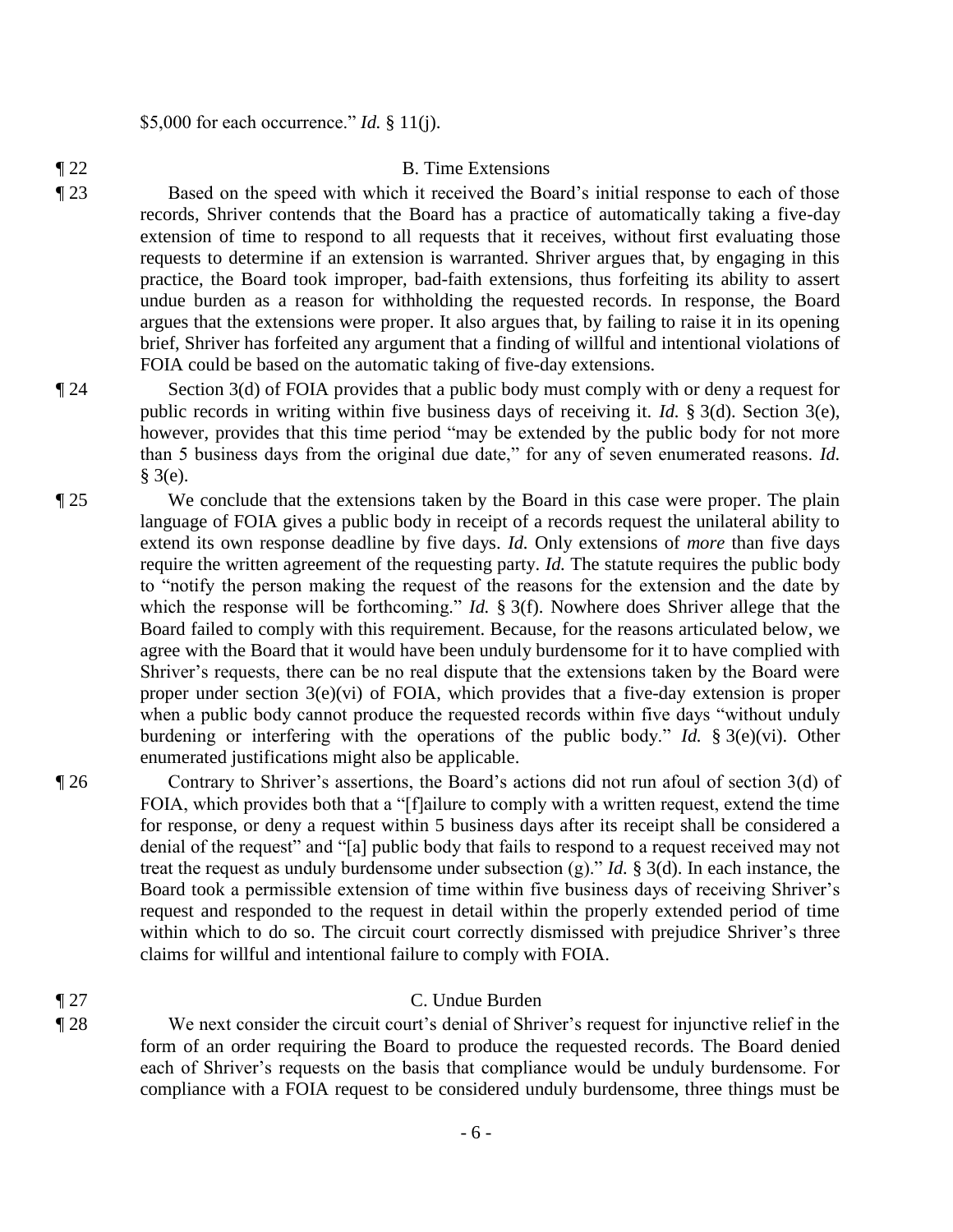$5,000 for each occurrence." *Id.* § 11(j).

¶ 22 B. Time Extensions

¶ 23 Based on the speed with which it received the Board's initial response to each of those records, Shriver contends that the Board has a practice of automatically taking a five-day extension of time to respond to all requests that it receives, without first evaluating those requests to determine if an extension is warranted. Shriver argues that, by engaging in this practice, the Board took improper, bad-faith extensions, thus forfeiting its ability to assert undue burden as a reason for withholding the requested records. In response, the Board argues that the extensions were proper. It also argues that, by failing to raise it in its opening brief, Shriver has forfeited any argument that a finding of willful and intentional violations of FOIA could be based on the automatic taking of five-day extensions.

¶ 24 Section 3(d) of FOIA provides that a public body must comply with or deny a request for public records in writing within five business days of receiving it. *Id.* § 3(d). Section 3(e), however, provides that this time period "may be extended by the public body for not more than 5 business days from the original due date," for any of seven enumerated reasons. *Id.* § 3(e).

¶ 25 We conclude that the extensions taken by the Board in this case were proper. The plain language of FOIA gives a public body in receipt of a records request the unilateral ability to extend its own response deadline by five days. *Id.* Only extensions of *more* than five days require the written agreement of the requesting party. *Id.* The statute requires the public body to "notify the person making the request of the reasons for the extension and the date by which the response will be forthcoming." *Id.* § 3(f). Nowhere does Shriver allege that the Board failed to comply with this requirement. Because, for the reasons articulated below, we agree with the Board that it would have been unduly burdensome for it to have complied with Shriver's requests, there can be no real dispute that the extensions taken by the Board were proper under section 3(e)(vi) of FOIA, which provides that a five-day extension is proper when a public body cannot produce the requested records within five days "without unduly burdening or interfering with the operations of the public body." *Id.* § 3(e)(vi). Other enumerated justifications might also be applicable.

¶ 26 Contrary to Shriver's assertions, the Board's actions did not run afoul of section 3(d) of FOIA, which provides both that a "[f]ailure to comply with a written request, extend the time for response, or deny a request within 5 business days after its receipt shall be considered a denial of the request" and "[a] public body that fails to respond to a request received may not treat the request as unduly burdensome under subsection (g)." *Id.* § 3(d). In each instance, the Board took a permissible extension of time within five business days of receiving Shriver's request and responded to the request in detail within the properly extended period of time within which to do so. The circuit court correctly dismissed with prejudice Shriver's three claims for willful and intentional failure to comply with FOIA.

¶ 27 C. Undue Burden

¶ 28 We next consider the circuit court's denial of Shriver's request for injunctive relief in the form of an order requiring the Board to produce the requested records. The Board denied each of Shriver's requests on the basis that compliance would be unduly burdensome. For compliance with a FOIA request to be considered unduly burdensome, three things must be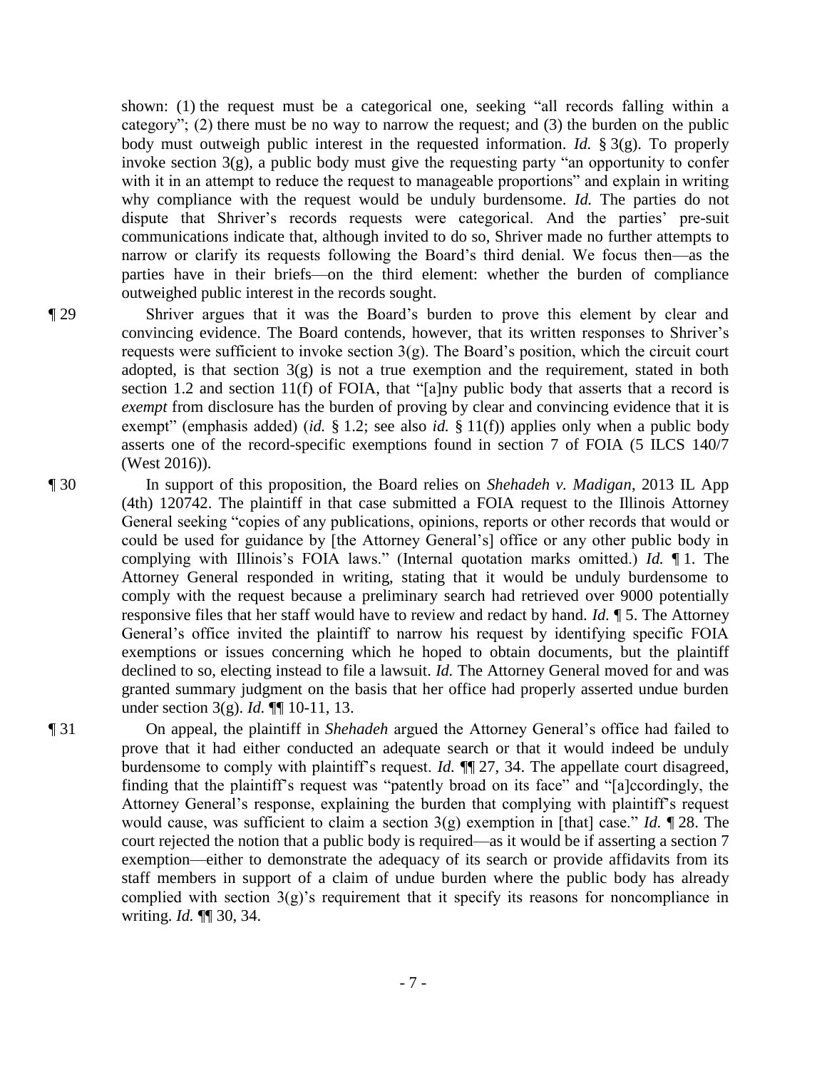shown: (1) the request must be a categorical one, seeking "all records falling within a category"; (2) there must be no way to narrow the request; and (3) the burden on the public body must outweigh public interest in the requested information. *Id.* § 3(g). To properly invoke section 3(g), a public body must give the requesting party "an opportunity to confer with it in an attempt to reduce the request to manageable proportions" and explain in writing why compliance with the request would be unduly burdensome. *Id.* The parties do not dispute that Shriver's records requests were categorical. And the parties' pre-suit communications indicate that, although invited to do so, Shriver made no further attempts to narrow or clarify its requests following the Board's third denial. We focus then—as the parties have in their briefs—on the third element: whether the burden of compliance outweighed public interest in the records sought.

¶ 29 Shriver argues that it was the Board's burden to prove this element by clear and convincing evidence. The Board contends, however, that its written responses to Shriver's requests were sufficient to invoke section 3(g). The Board's position, which the circuit court adopted, is that section 3(g) is not a true exemption and the requirement, stated in both section 1.2 and section 11(f) of FOIA, that "[a]ny public body that asserts that a record is *exempt* from disclosure has the burden of proving by clear and convincing evidence that it is exempt" (emphasis added) (*id.* § 1.2; see also *id.* § 11(f)) applies only when a public body asserts one of the record-specific exemptions found in section 7 of FOIA (5 ILCS 140/7 (West 2016)).

¶ 30 In support of this proposition, the Board relies on *Shehadeh v. Madigan*, 2013 IL App (4th) 120742. The plaintiff in that case submitted a FOIA request to the Illinois Attorney General seeking "copies of any publications, opinions, reports or other records that would or could be used for guidance by [the Attorney General's] office or any other public body in complying with Illinois's FOIA laws." (Internal quotation marks omitted.) *Id.* ¶ 1. The Attorney General responded in writing, stating that it would be unduly burdensome to comply with the request because a preliminary search had retrieved over 9000 potentially responsive files that her staff would have to review and redact by hand. *Id.* ¶ 5. The Attorney General's office invited the plaintiff to narrow his request by identifying specific FOIA exemptions or issues concerning which he hoped to obtain documents, but the plaintiff declined to so, electing instead to file a lawsuit. *Id.* The Attorney General moved for and was granted summary judgment on the basis that her office had properly asserted undue burden under section 3(g). *Id.* ¶¶ 10-11, 13.

¶ 31 On appeal, the plaintiff in *Shehadeh* argued the Attorney General's office had failed to prove that it had either conducted an adequate search or that it would indeed be unduly burdensome to comply with plaintiff's request. *Id.* ¶¶ 27, 34. The appellate court disagreed, finding that the plaintiff's request was "patently broad on its face" and "[a]ccordingly, the Attorney General's response, explaining the burden that complying with plaintiff's request would cause, was sufficient to claim a section 3(g) exemption in [that] case." *Id.* ¶ 28. The court rejected the notion that a public body is required—as it would be if asserting a section 7 exemption—either to demonstrate the adequacy of its search or provide affidavits from its staff members in support of a claim of undue burden where the public body has already complied with section 3(g)'s requirement that it specify its reasons for noncompliance in writing. *Id.* ¶¶ 30, 34.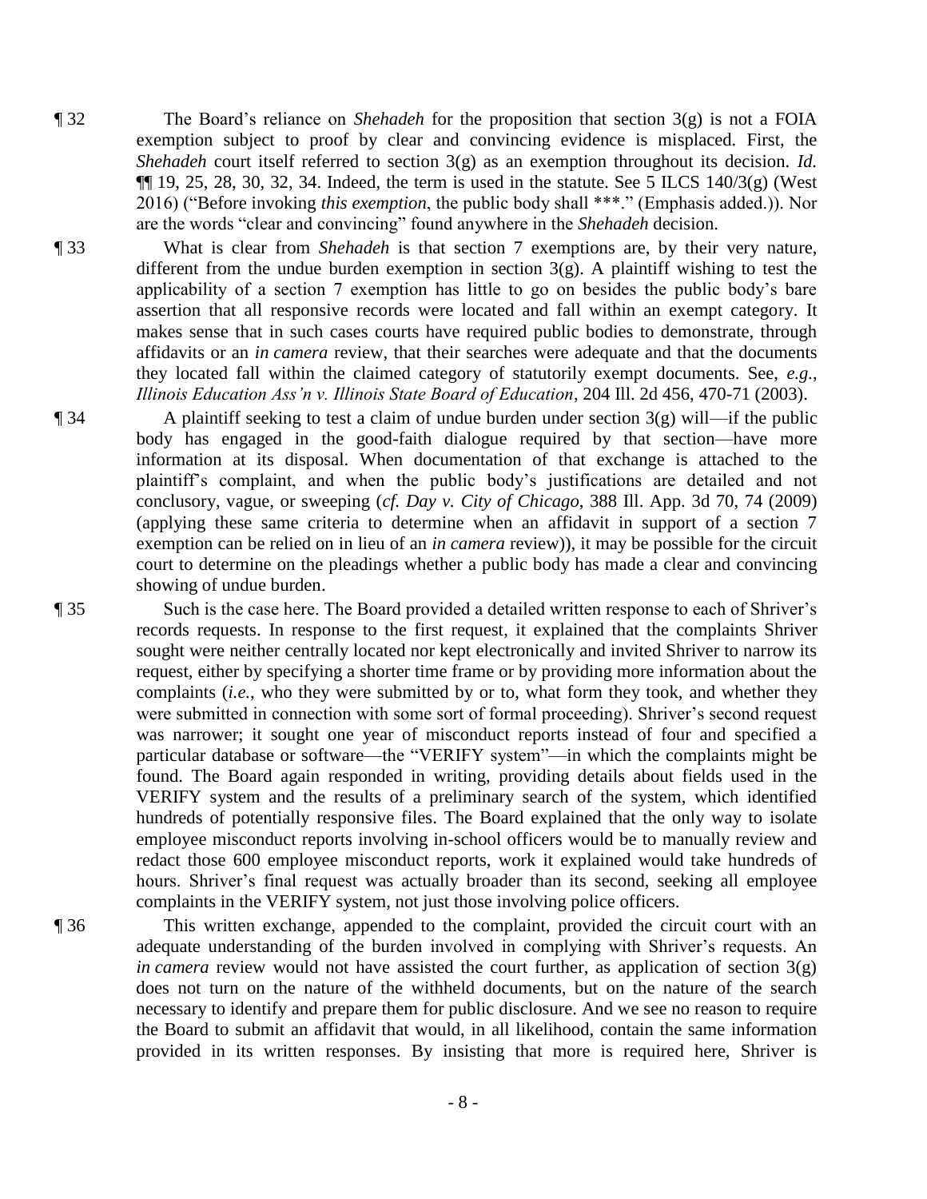¶ 32 The Board's reliance on *Shehadeh* for the proposition that section 3(g) is not a FOIA exemption subject to proof by clear and convincing evidence is misplaced. First, the *Shehadeh* court itself referred to section 3(g) as an exemption throughout its decision. *Id.* ¶¶ 19, 25, 28, 30, 32, 34. Indeed, the term is used in the statute. See 5 ILCS 140/3(g) (West 2016) ("Before invoking *this exemption*, the public body shall ***." (Emphasis added.)). Nor are the words "clear and convincing" found anywhere in the *Shehadeh* decision.

¶ 33 What is clear from *Shehadeh* is that section 7 exemptions are, by their very nature, different from the undue burden exemption in section 3(g). A plaintiff wishing to test the applicability of a section 7 exemption has little to go on besides the public body's bare assertion that all responsive records were located and fall within an exempt category. It makes sense that in such cases courts have required public bodies to demonstrate, through affidavits or an *in camera* review, that their searches were adequate and that the documents they located fall within the claimed category of statutorily exempt documents. See, *e.g.*, *Illinois Education Ass'n v. Illinois State Board of Education*, 204 Ill. 2d 456, 470-71 (2003).

¶ 34 A plaintiff seeking to test a claim of undue burden under section 3(g) will—if the public body has engaged in the good-faith dialogue required by that section—have more information at its disposal. When documentation of that exchange is attached to the plaintiff's complaint, and when the public body's justifications are detailed and not conclusory, vague, or sweeping (*cf. Day v. City of Chicago*, 388 Ill. App. 3d 70, 74 (2009) (applying these same criteria to determine when an affidavit in support of a section 7 exemption can be relied on in lieu of an *in camera* review)), it may be possible for the circuit court to determine on the pleadings whether a public body has made a clear and convincing showing of undue burden.

¶ 35 Such is the case here. The Board provided a detailed written response to each of Shriver's records requests. In response to the first request, it explained that the complaints Shriver sought were neither centrally located nor kept electronically and invited Shriver to narrow its request, either by specifying a shorter time frame or by providing more information about the complaints (*i.e.*, who they were submitted by or to, what form they took, and whether they were submitted in connection with some sort of formal proceeding). Shriver's second request was narrower; it sought one year of misconduct reports instead of four and specified a particular database or software—the "VERIFY system"—in which the complaints might be found. The Board again responded in writing, providing details about fields used in the VERIFY system and the results of a preliminary search of the system, which identified hundreds of potentially responsive files. The Board explained that the only way to isolate employee misconduct reports involving in-school officers would be to manually review and redact those 600 employee misconduct reports, work it explained would take hundreds of hours. Shriver's final request was actually broader than its second, seeking all employee complaints in the VERIFY system, not just those involving police officers.

¶ 36 This written exchange, appended to the complaint, provided the circuit court with an adequate understanding of the burden involved in complying with Shriver's requests. An *in camera* review would not have assisted the court further, as application of section 3(g) does not turn on the nature of the withheld documents, but on the nature of the search necessary to identify and prepare them for public disclosure. And we see no reason to require the Board to submit an affidavit that would, in all likelihood, contain the same information provided in its written responses. By insisting that more is required here, Shriver is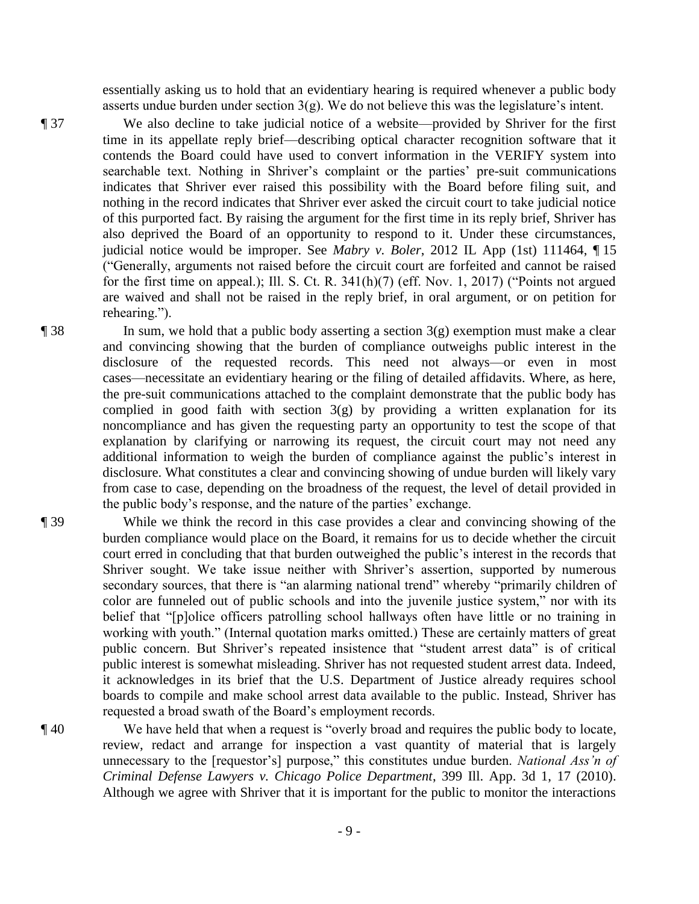essentially asking us to hold that an evidentiary hearing is required whenever a public body asserts undue burden under section 3(g). We do not believe this was the legislature's intent.

¶ 37 We also decline to take judicial notice of a website—provided by Shriver for the first time in its appellate reply brief—describing optical character recognition software that it contends the Board could have used to convert information in the VERIFY system into searchable text. Nothing in Shriver's complaint or the parties' pre-suit communications indicates that Shriver ever raised this possibility with the Board before filing suit, and nothing in the record indicates that Shriver ever asked the circuit court to take judicial notice of this purported fact. By raising the argument for the first time in its reply brief, Shriver has also deprived the Board of an opportunity to respond to it. Under these circumstances, judicial notice would be improper. See *Mabry v. Boler*, 2012 IL App (1st) 111464, ¶ 15 ("Generally, arguments not raised before the circuit court are forfeited and cannot be raised for the first time on appeal.); Ill. S. Ct. R. 341(h)(7) (eff. Nov. 1, 2017) ("Points not argued are waived and shall not be raised in the reply brief, in oral argument, or on petition for rehearing.").

¶ 38 In sum, we hold that a public body asserting a section 3(g) exemption must make a clear and convincing showing that the burden of compliance outweighs public interest in the disclosure of the requested records. This need not always—or even in most cases—necessitate an evidentiary hearing or the filing of detailed affidavits. Where, as here, the pre-suit communications attached to the complaint demonstrate that the public body has complied in good faith with section 3(g) by providing a written explanation for its noncompliance and has given the requesting party an opportunity to test the scope of that explanation by clarifying or narrowing its request, the circuit court may not need any additional information to weigh the burden of compliance against the public's interest in disclosure. What constitutes a clear and convincing showing of undue burden will likely vary from case to case, depending on the broadness of the request, the level of detail provided in the public body's response, and the nature of the parties' exchange.

¶ 39 While we think the record in this case provides a clear and convincing showing of the burden compliance would place on the Board, it remains for us to decide whether the circuit court erred in concluding that that burden outweighed the public's interest in the records that Shriver sought. We take issue neither with Shriver's assertion, supported by numerous secondary sources, that there is "an alarming national trend" whereby "primarily children of color are funneled out of public schools and into the juvenile justice system," nor with its belief that "[p]olice officers patrolling school hallways often have little or no training in working with youth." (Internal quotation marks omitted.) These are certainly matters of great public concern. But Shriver's repeated insistence that "student arrest data" is of critical public interest is somewhat misleading. Shriver has not requested student arrest data. Indeed, it acknowledges in its brief that the U.S. Department of Justice already requires school boards to compile and make school arrest data available to the public. Instead, Shriver has requested a broad swath of the Board's employment records.

¶ 40 We have held that when a request is "overly broad and requires the public body to locate, review, redact and arrange for inspection a vast quantity of material that is largely unnecessary to the [requestor's] purpose," this constitutes undue burden. *National Ass'n of Criminal Defense Lawyers v. Chicago Police Department*, 399 Ill. App. 3d 1, 17 (2010). Although we agree with Shriver that it is important for the public to monitor the interactions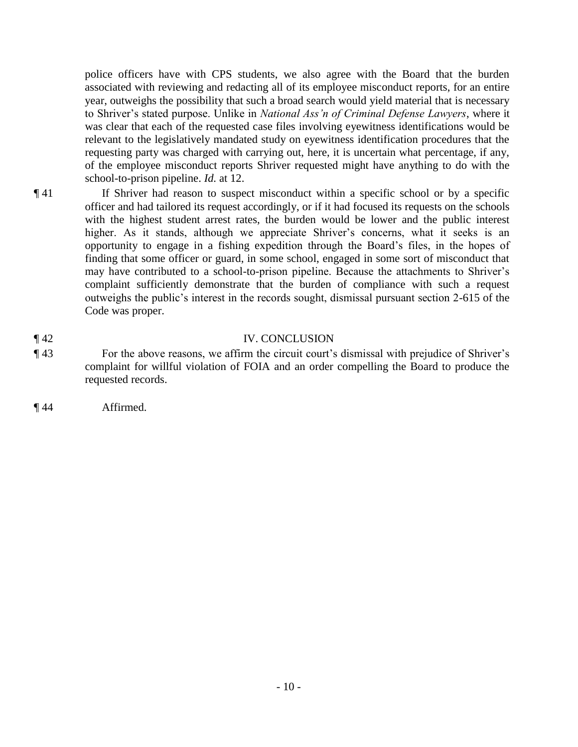police officers have with CPS students, we also agree with the Board that the burden associated with reviewing and redacting all of its employee misconduct reports, for an entire year, outweighs the possibility that such a broad search would yield material that is necessary to Shriver's stated purpose. Unlike in *National Ass'n of Criminal Defense Lawyers*, where it was clear that each of the requested case files involving eyewitness identifications would be relevant to the legislatively mandated study on eyewitness identification procedures that the requesting party was charged with carrying out, here, it is uncertain what percentage, if any, of the employee misconduct reports Shriver requested might have anything to do with the school-to-prison pipeline. *Id.* at 12.

¶ 41 If Shriver had reason to suspect misconduct within a specific school or by a specific officer and had tailored its request accordingly, or if it had focused its requests on the schools with the highest student arrest rates, the burden would be lower and the public interest higher. As it stands, although we appreciate Shriver's concerns, what it seeks is an opportunity to engage in a fishing expedition through the Board's files, in the hopes of finding that some officer or guard, in some school, engaged in some sort of misconduct that may have contributed to a school-to-prison pipeline. Because the attachments to Shriver's complaint sufficiently demonstrate that the burden of compliance with such a request outweighs the public's interest in the records sought, dismissal pursuant section 2-615 of the Code was proper.

¶ 42 IV. CONCLUSION

¶ 43 For the above reasons, we affirm the circuit court's dismissal with prejudice of Shriver's complaint for willful violation of FOIA and an order compelling the Board to produce the requested records.

¶ 44 Affirmed.